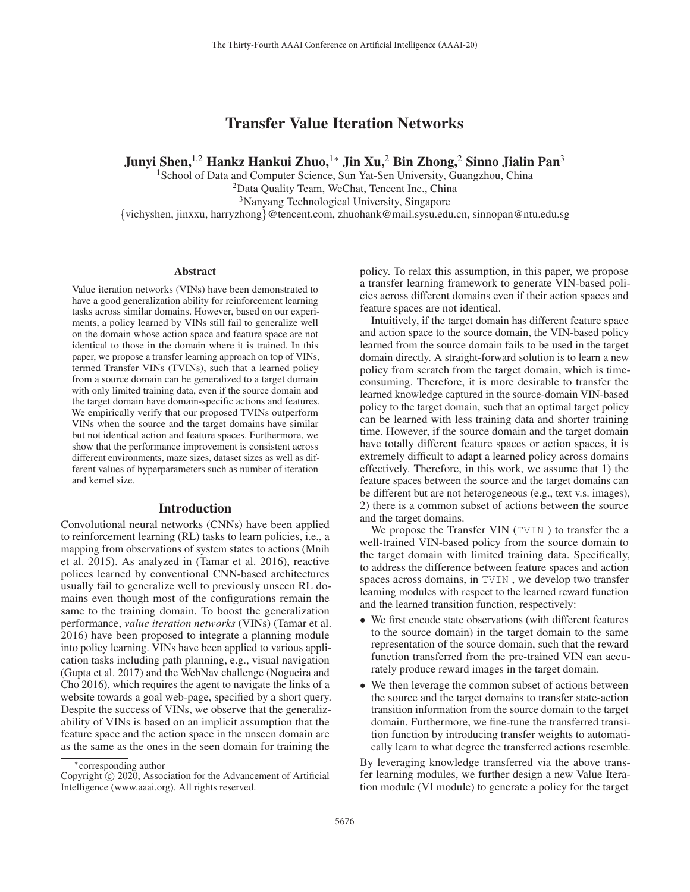# Transfer Value Iteration Networks

**Junyi Shen,[1,2] Hankz Hankui Zhuo,[1*] Jin Xu,[2] Bin Zhong,[2] Sinno Jialin Pan[3]**

[1]School of Data and Computer Science, Sun Yat-Sen University, Guangzhou, China
[2]Data Quality Team, WeChat, Tencent Inc., China
[3]Nanyang Technological University, Singapore
{vichyshen, jinxxu, harryzhong}@tencent.com, zhuohank@mail.sysu.edu.cn, sinnopan@ntu.edu.sg

## Abstract

Value iteration networks (VINs) have been demonstrated to have a good generalization ability for reinforcement learning tasks across similar domains. However, based on our experiments, a policy learned by VINs still fail to generalize well on the domain whose action space and feature space are not identical to those in the domain where it is trained. In this paper, we propose a transfer learning approach on top of VINs, termed Transfer VINs (TVINs), such that a learned policy from a source domain can be generalized to a target domain with only limited training data, even if the source domain and the target domain have domain-specific actions and features. We empirically verify that our proposed TVINs outperform VINs when the source and the target domains have similar but not identical action and feature spaces. Furthermore, we show that the performance improvement is consistent across different environments, maze sizes, dataset sizes as well as different values of hyperparameters such as number of iteration and kernel size.

## Introduction

Convolutional neural networks (CNNs) have been applied to reinforcement learning (RL) tasks to learn policies, i.e., a mapping from observations of system states to actions (Mnih et al. 2015). As analyzed in (Tamar et al. 2016), reactive polices learned by conventional CNN-based architectures usually fail to generalize well to previously unseen RL domains even though most of the configurations remain the same to the training domain. To boost the generalization performance, *value iteration networks* (VINs) (Tamar et al. 2016) have been proposed to integrate a planning module into policy learning. VINs have been applied to various application tasks including path planning, e.g., visual navigation (Gupta et al. 2017) and the WebNav challenge (Nogueira and Cho 2016), which requires the agent to navigate the links of a website towards a goal web-page, specified by a short query. Despite the success of VINs, we observe that the generalizability of VINs is based on an implicit assumption that the feature space and the action space in the unseen domain are as the same as the ones in the seen domain for training the policy. To relax this assumption, in this paper, we propose a transfer learning framework to generate VIN-based policies across different domains even if their action spaces and feature spaces are not identical.

Intuitively, if the target domain has different feature space and action space to the source domain, the VIN-based policy learned from the source domain fails to be used in the target domain directly. A straight-forward solution is to learn a new policy from scratch from the target domain, which is time-consuming. Therefore, it is more desirable to transfer the learned knowledge captured in the source-domain VIN-based policy to the target domain, such that an optimal target policy can be learned with less training data and shorter training time. However, if the source domain and the target domain have totally different feature spaces or action spaces, it is extremely difficult to adapt a learned policy across domains effectively. Therefore, in this work, we assume that 1) the feature spaces between the source and the target domains can be different but are not heterogeneous (e.g., text v.s. images), 2) there is a common subset of actions between the source and the target domains.

We propose the Transfer VIN (`TVIN` ) to transfer the a well-trained VIN-based policy from the source domain to the target domain with limited training data. Specifically, to address the difference between feature spaces and action spaces across domains, in `TVIN` , we develop two transfer learning modules with respect to the learned reward function and the learned transition function, respectively:

- We first encode state observations (with different features to the source domain) in the target domain to the same representation of the source domain, such that the reward function transferred from the pre-trained VIN can accurately produce reward images in the target domain.
- We then leverage the common subset of actions between the source and the target domains to transfer state-action transition information from the source domain to the target domain. Furthermore, we fine-tune the transferred transition function by introducing transfer weights to automatically learn to what degree the transferred actions resemble.

By leveraging knowledge transferred via the above transfer learning modules, we further design a new Value Iteration module (VI module) to generate a policy for the target

*corresponding author
Copyright © 2020, Association for the Advancement of Artificial Intelligence (www.aaai.org). All rights reserved.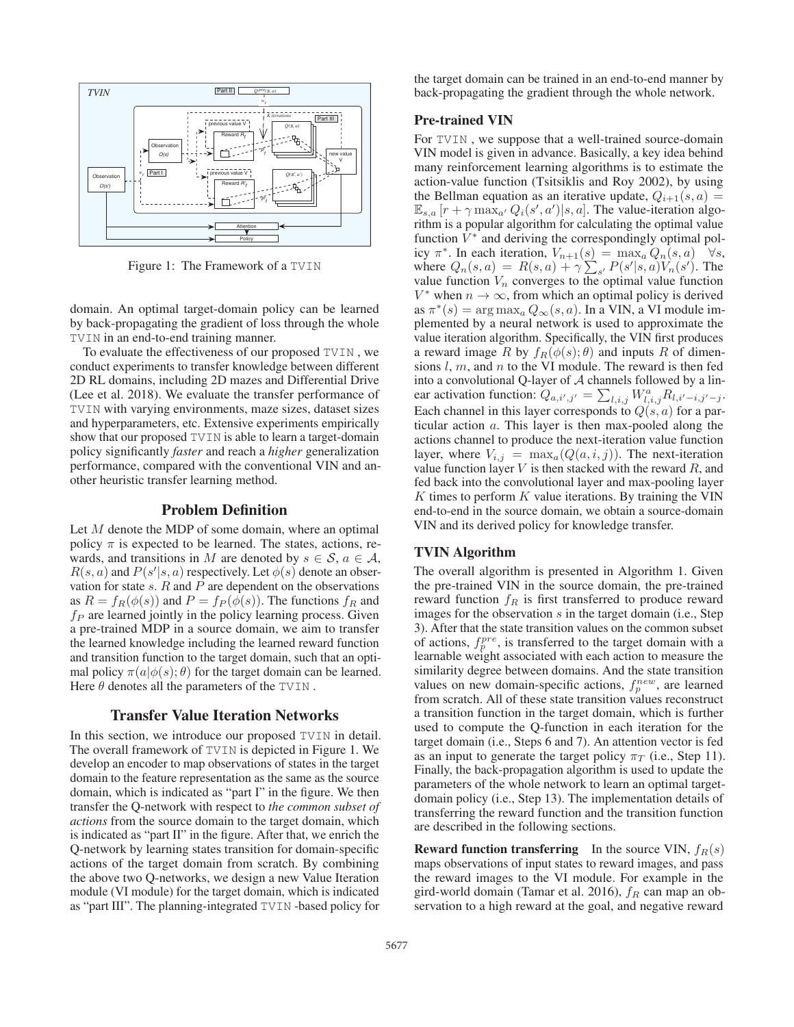Figure 1: The Framework of a TVIN

domain. An optimal target-domain policy can be learned by back-propagating the gradient of loss through the whole TVIN in an end-to-end training manner.

To evaluate the effectiveness of our proposed TVIN, we conduct experiments to transfer knowledge between different 2D RL domains, including 2D mazes and Differential Drive (Lee et al. 2018). We evaluate the transfer performance of TVIN with varying environments, maze sizes, dataset sizes and hyperparameters, etc. Extensive experiments empirically show that our proposed TVIN is able to learn a target-domain policy significantly *faster* and reach a *higher* generalization performance, compared with the conventional VIN and another heuristic transfer learning method.

## Problem Definition

Let $M$ denote the MDP of some domain, where an optimal policy $\pi$ is expected to be learned. The states, actions, rewards, and transitions in $M$ are denoted by $s \in \mathcal{S}$, $a \in \mathcal{A}$, $R(s, a)$ and $P(s'|s, a)$ respectively. Let $\phi(s)$ denote an observation for state $s$. $R$ and $P$ are dependent on the observations as $R = f_R(\phi(s))$ and $P = f_P(\phi(s))$. The functions $f_R$ and $f_P$ are learned jointly in the policy learning process. Given a pre-trained MDP in a source domain, we aim to transfer the learned knowledge including the learned reward function and transition function to the target domain, such that an optimal policy $\pi(a|\phi(s); \theta)$ for the target domain can be learned. Here $\theta$ denotes all the parameters of the TVIN.

## Transfer Value Iteration Networks

In this section, we introduce our proposed TVIN in detail. The overall framework of TVIN is depicted in Figure 1. We develop an encoder to map observations of states in the target domain to the feature representation as the same as the source domain, which is indicated as "part I" in the figure. We then transfer the Q-network with respect to *the common subset of actions* from the source domain to the target domain, which is indicated as "part II" in the figure. After that, we enrich the Q-network by learning states transition for domain-specific actions of the target domain from scratch. By combining the above two Q-networks, we design a new Value Iteration module (VI module) for the target domain, which is indicated as "part III". The planning-integrated TVIN-based policy for the target domain can be trained in an end-to-end manner by back-propagating the gradient through the whole network.

### Pre-trained VIN

For TVIN, we suppose that a well-trained source-domain VIN model is given in advance. Basically, a key idea behind many reinforcement learning algorithms is to estimate the action-value function (Tsitsiklis and Roy 2002), by using the Bellman equation as an iterative update, $Q_{i+1}(s, a) = \mathbb{E}_{s,a}[r + \gamma \max_{a'} Q_i(s', a')|s, a]$. The value-iteration algorithm is a popular algorithm for calculating the optimal value function $V^*$ and deriving the correspondingly optimal policy $\pi^*$. In each iteration, $V_{n+1}(s) = \max_a Q_n(s, a) \quad \forall s$, where $Q_n(s, a) = R(s, a) + \gamma \sum_{s'} P(s'|s, a)V_n(s')$. The value function $V_n$ converges to the optimal value function $V^*$ when $n \to \infty$, from which an optimal policy is derived as $\pi^*(s) = \arg\max_a Q_\infty(s, a)$. In a VIN, a VI module implemented by a neural network is used to approximate the value iteration algorithm. Specifically, the VIN first produces a reward image $R$ by $f_R(\phi(s); \theta)$ and inputs $R$ of dimensions $l$, $m$, and $n$ to the VI module. The reward is then fed into a convolutional Q-layer of $\mathcal{A}$ channels followed by a linear activation function: $Q_{a,i',j'} = \sum_{l,i,j} W^a_{l,i,j} R_{l,i'-i,j'-j}$. Each channel in this layer corresponds to $Q(s, a)$ for a particular action $a$. This layer is then max-pooled along the actions channel to produce the next-iteration value function layer, where $V_{i,j} = \max_a(Q(a, i, j))$. The next-iteration value function layer $V$ is then stacked with the reward $R$, and fed back into the convolutional layer and max-pooling layer $K$ times to perform $K$ value iterations. By training the VIN end-to-end in the source domain, we obtain a source-domain VIN and its derived policy for knowledge transfer.

### TVIN Algorithm

The overall algorithm is presented in Algorithm 1. Given the pre-trained VIN in the source domain, the pre-trained reward function $f_R$ is first transferred to produce reward images for the observation $s$ in the target domain (i.e., Step 3). After that the state transition values on the common subset of actions, $f_p^{pre}$, is transferred to the target domain with a learnable weight associated with each action to measure the similarity degree between domains. And the state transition values on new domain-specific actions, $f_p^{new}$, are learned from scratch. All of these state transition values reconstruct a transition function in the target domain, which is further used to compute the Q-function in each iteration for the target domain (i.e., Steps 6 and 7). An attention vector is fed as an input to generate the target policy $\pi_T$ (i.e., Step 11). Finally, the back-propagation algorithm is used to update the parameters of the whole network to learn an optimal target-domain policy (i.e., Step 13). The implementation details of transferring the reward function and the transition function are described in the following sections.

**Reward function transferring** In the source VIN, $f_R(s)$ maps observations of input states to reward images, and pass the reward images to the VI module. For example in the gird-world domain (Tamar et al. 2016), $f_R$ can map an observation to a high reward at the goal, and negative reward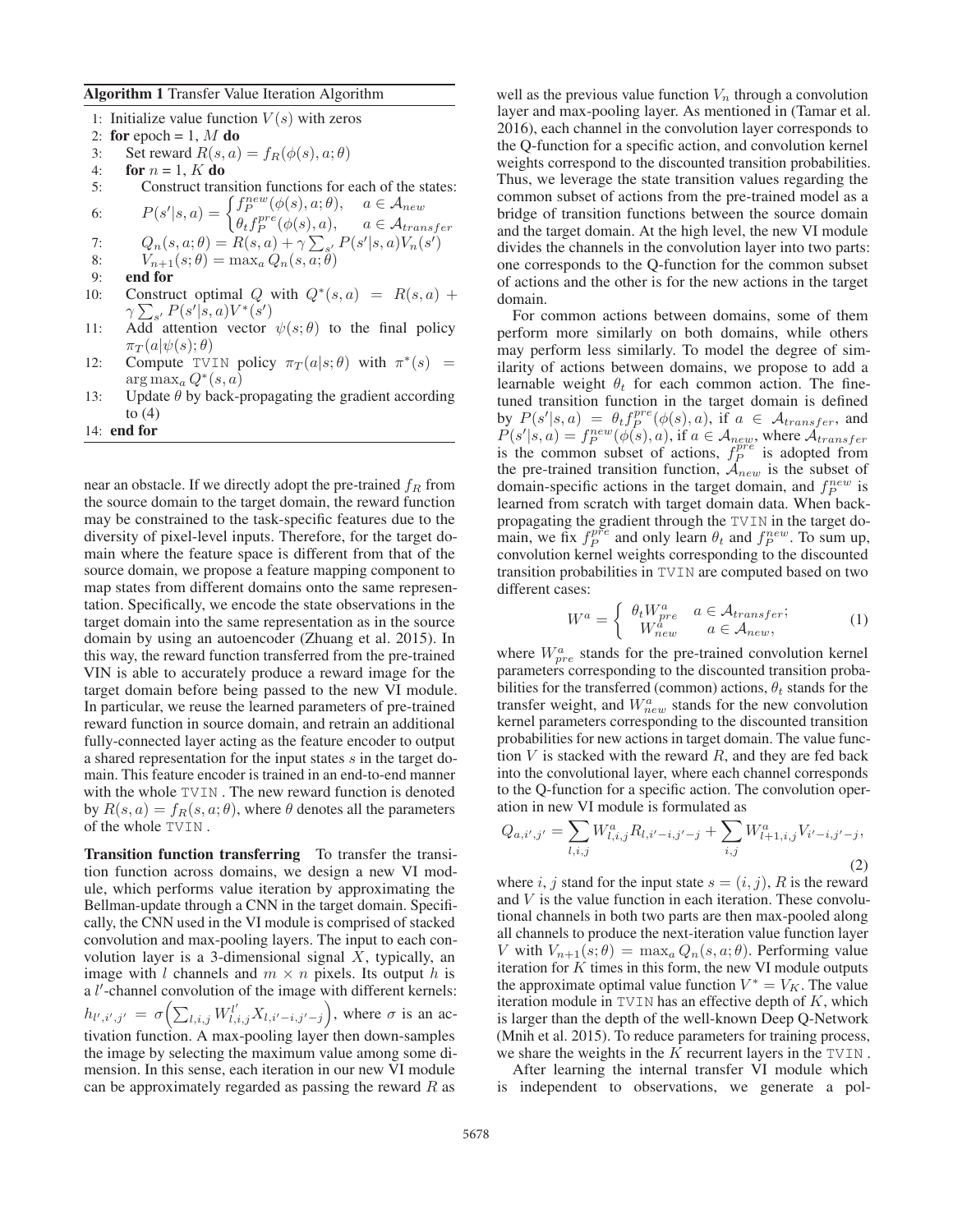**Algorithm 1** Transfer Value Iteration Algorithm

1: Initialize value function $V(s)$ with zeros
2: **for** epoch = 1, $M$ **do**
3: Set reward $R(s,a) = f_R(\phi(s), a; \theta)$
4: **for** $n$ = 1, $K$ **do**
5: Construct transition functions for each of the states:
6: $P(s'|s,a) = \begin{cases} f_P^{new}(\phi(s), a; \theta), & a \in \mathcal{A}_{new} \\ \theta_t f_P^{pre}(\phi(s), a), & a \in \mathcal{A}_{transfer} \end{cases}$
7: $Q_n(s,a;\theta) = R(s,a) + \gamma \sum_{s'} P(s'|s,a) V_n(s')$
8: $V_{n+1}(s;\theta) = \max_a Q_n(s,a;\theta)$
9: **end for**
10: Construct optimal $Q$ with $Q^*(s,a) = R(s,a) + \gamma \sum_{s'} P(s'|s,a) V^*(s')$
11: Add attention vector $\psi(s;\theta)$ to the final policy $\pi_T(a|\psi(s);\theta)$
12: Compute TVIN policy $\pi_T(a|s;\theta)$ with $\pi^*(s) = \arg\max_a Q^*(s,a)$
13: Update $\theta$ by back-propagating the gradient according to (4)
14: **end for**

near an obstacle. If we directly adopt the pre-trained $f_R$ from the source domain to the target domain, the reward function may be constrained to the task-specific features due to the diversity of pixel-level inputs. Therefore, for the target domain where the feature space is different from that of the source domain, we propose a feature mapping component to map states from different domains onto the same representation. Specifically, we encode the state observations in the target domain into the same representation as in the source domain by using an autoencoder (Zhuang et al. 2015). In this way, the reward function transferred from the pre-trained VIN is able to accurately produce a reward image for the target domain before being passed to the new VI module. In particular, we reuse the learned parameters of pre-trained reward function in source domain, and retrain an additional fully-connected layer acting as the feature encoder to output a shared representation for the input states $s$ in the target domain. This feature encoder is trained in an end-to-end manner with the whole TVIN . The new reward function is denoted by $R(s,a) = f_R(s,a;\theta)$, where $\theta$ denotes all the parameters of the whole TVIN .

**Transition function transferring** To transfer the transition function across domains, we design a new VI module, which performs value iteration by approximating the Bellman-update through a CNN in the target domain. Specifically, the CNN used in the VI module is comprised of stacked convolution and max-pooling layers. The input to each convolution layer is a 3-dimensional signal $X$, typically, an image with $l$ channels and $m \times n$ pixels. Its output $h$ is a $l'$-channel convolution of the image with different kernels: $h_{l',i',j'} = \sigma\Big(\sum_{l,i,j} W_{l,i,j}^{l'} X_{l,i'-i,j'-j}\Big)$, where $\sigma$ is an activation function. A max-pooling layer then down-samples the image by selecting the maximum value among some dimension. In this sense, each iteration in our new VI module can be approximately regarded as passing the reward $R$ as well as the previous value function $V_n$ through a convolution layer and max-pooling layer. As mentioned in (Tamar et al. 2016), each channel in the convolution layer corresponds to the Q-function for a specific action, and convolution kernel weights correspond to the discounted transition probabilities. Thus, we leverage the state transition values regarding the common subset of actions from the pre-trained model as a bridge of transition functions between the source domain and the target domain. At the high level, the new VI module divides the channels in the convolution layer into two parts: one corresponds to the Q-function for the common subset of actions and the other is for the new actions in the target domain.

For common actions between domains, some of them perform more similarly on both domains, while others may perform less similarly. To model the degree of similarity of actions between domains, we propose to add a learnable weight $\theta_t$ for each common action. The fine-tuned transition function in the target domain is defined by $P(s'|s,a) = \theta_t f_P^{pre}(\phi(s), a)$, if $a \in \mathcal{A}_{transfer}$, and $P(s'|s,a) = f_P^{new}(\phi(s), a)$, if $a \in \mathcal{A}_{new}$, where $\mathcal{A}_{transfer}$ is the common subset of actions, $f_P^{pre}$ is adopted from the pre-trained transition function, $\mathcal{A}_{new}$ is the subset of domain-specific actions in the target domain, and $f_P^{new}$ is learned from scratch with target domain data. When back-propagating the gradient through the TVIN in the target domain, we fix $f_P^{pre}$ and only learn $\theta_t$ and $f_P^{new}$. To sum up, convolution kernel weights corresponding to the discounted transition probabilities in TVIN are computed based on two different cases:

$$W^a = \begin{cases} \theta_t W_{pre}^a & a \in \mathcal{A}_{transfer}; \\ W_{new}^a & a \in \mathcal{A}_{new}, \end{cases} \tag{1}$$

where $W_{pre}^a$ stands for the pre-trained convolution kernel parameters corresponding to the discounted transition probabilities for the transferred (common) actions, $\theta_t$ stands for the transfer weight, and $W_{new}^a$ stands for the new convolution kernel parameters corresponding to the discounted transition probabilities for new actions in target domain. The value function $V$ is stacked with the reward $R$, and they are fed back into the convolutional layer, where each channel corresponds to the Q-function for a specific action. The convolution operation in new VI module is formulated as

$$Q_{a,i',j'} = \sum_{l,i,j} W_{l,i,j}^a R_{l,i'-i,j'-j} + \sum_{i,j} W_{l+1,i,j}^a V_{i'-i,j'-j}, \tag{2}$$

where $i, j$ stand for the input state $s = (i,j)$, $R$ is the reward and $V$ is the value function in each iteration. These convolutional channels in both two parts are then max-pooled along all channels to produce the next-iteration value function layer $V$ with $V_{n+1}(s;\theta) = \max_a Q_n(s,a;\theta)$. Performing value iteration for $K$ times in this form, the new VI module outputs the approximate optimal value function $V^* = V_K$. The value iteration module in TVIN has an effective depth of $K$, which is larger than the depth of the well-known Deep Q-Network (Mnih et al. 2015). To reduce parameters for training process, we share the weights in the $K$ recurrent layers in the TVIN .

After learning the internal transfer VI module which is independent to observations, we generate a pol-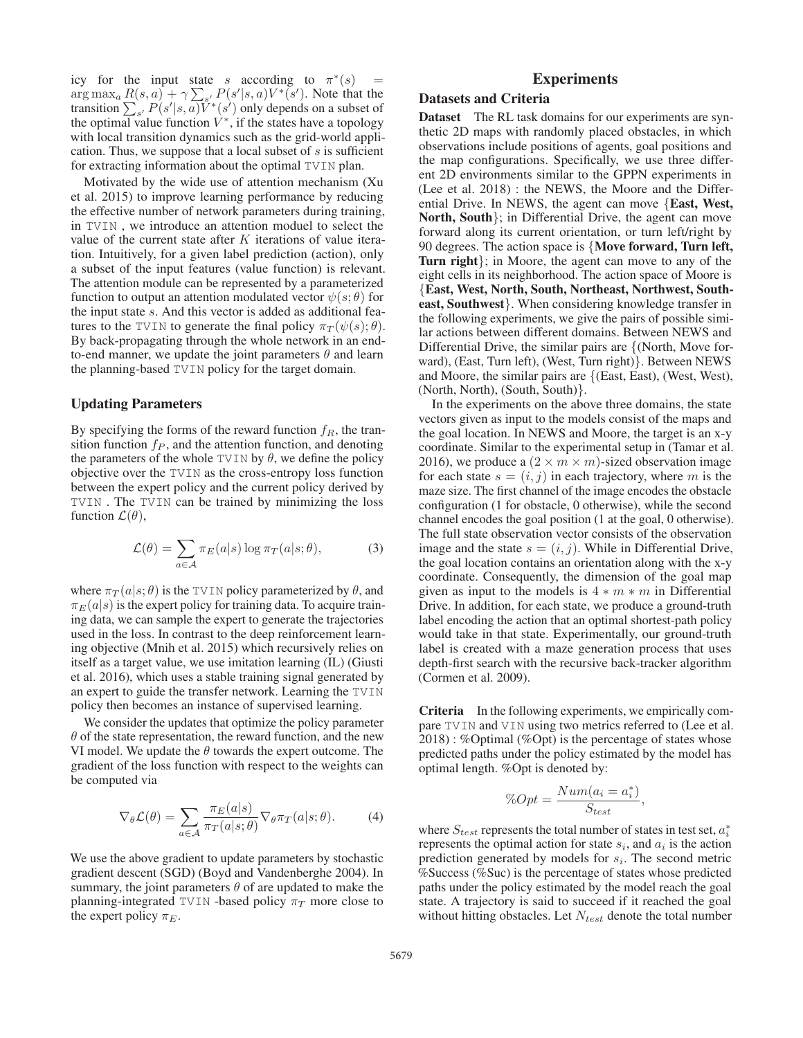icy for the input state $s$ according to $\pi^*(s) = \arg\max_a R(s,a) + \gamma \sum_{s'} P(s'|s,a)V^*(s')$. Note that the transition $\sum_{s'} P(s'|s,a)V^*(s')$ only depends on a subset of the optimal value function $V^*$, if the states have a topology with local transition dynamics such as the grid-world application. Thus, we suppose that a local subset of $s$ is sufficient for extracting information about the optimal TVIN plan.

Motivated by the wide use of attention mechanism (Xu et al. 2015) to improve learning performance by reducing the effective number of network parameters during training, in TVIN , we introduce an attention moduel to select the value of the current state after $K$ iterations of value iteration. Intuitively, for a given label prediction (action), only a subset of the input features (value function) is relevant. The attention module can be represented by a parameterized function to output an attention modulated vector $\psi(s;\theta)$ for the input state $s$. And this vector is added as additional features to the TVIN to generate the final policy $\pi_T(\psi(s);\theta)$. By back-propagating through the whole network in an end-to-end manner, we update the joint parameters $\theta$ and learn the planning-based TVIN policy for the target domain.

### Updating Parameters

By specifying the forms of the reward function $f_R$, the transition function $f_P$, and the attention function, and denoting the parameters of the whole TVIN by $\theta$, we define the policy objective over the TVIN as the cross-entropy loss function between the expert policy and the current policy derived by TVIN . The TVIN can be trained by minimizing the loss function $\mathcal{L}(\theta)$,

$$\mathcal{L}(\theta) = \sum_{a \in \mathcal{A}} \pi_E(a|s) \log \pi_T(a|s;\theta), \tag{3}$$

where $\pi_T(a|s;\theta)$ is the TVIN policy parameterized by $\theta$, and $\pi_E(a|s)$ is the expert policy for training data. To acquire training data, we can sample the expert to generate the trajectories used in the loss. In contrast to the deep reinforcement learning objective (Mnih et al. 2015) which recursively relies on itself as a target value, we use imitation learning (IL) (Giusti et al. 2016), which uses a stable training signal generated by an expert to guide the transfer network. Learning the TVIN policy then becomes an instance of supervised learning.

We consider the updates that optimize the policy parameter $\theta$ of the state representation, the reward function, and the new VI model. We update the $\theta$ towards the expert outcome. The gradient of the loss function with respect to the weights can be computed via

$$\nabla_\theta \mathcal{L}(\theta) = \sum_{a \in \mathcal{A}} \frac{\pi_E(a|s)}{\pi_T(a|s;\theta)} \nabla_\theta \pi_T(a|s;\theta). \tag{4}$$

We use the above gradient to update parameters by stochastic gradient descent (SGD) (Boyd and Vandenberghe 2004). In summary, the joint parameters $\theta$ of are updated to make the planning-integrated TVIN -based policy $\pi_T$ more close to the expert policy $\pi_E$.

## Experiments

### Datasets and Criteria

**Dataset** The RL task domains for our experiments are synthetic 2D maps with randomly placed obstacles, in which observations include positions of agents, goal positions and the map configurations. Specifically, we use three different 2D environments similar to the GPPN experiments in (Lee et al. 2018) : the NEWS, the Moore and the Differential Drive. In NEWS, the agent can move {**East, West, North, South**}; in Differential Drive, the agent can move forward along its current orientation, or turn left/right by 90 degrees. The action space is {**Move forward, Turn left, Turn right**}; in Moore, the agent can move to any of the eight cells in its neighborhood. The action space of Moore is {**East, West, North, South, Northeast, Northwest, Southeast, Southwest**}. When considering knowledge transfer in the following experiments, we give the pairs of possible similar actions between different domains. Between NEWS and Differential Drive, the similar pairs are {(North, Move forward), (East, Turn left), (West, Turn right)}. Between NEWS and Moore, the similar pairs are {(East, East), (West, West), (North, North), (South, South)}.

In the experiments on the above three domains, the state vectors given as input to the models consist of the maps and the goal location. In NEWS and Moore, the target is an x-y coordinate. Similar to the experimental setup in (Tamar et al. 2016), we produce a $(2 \times m \times m)$-sized observation image for each state $s = (i, j)$ in each trajectory, where $m$ is the maze size. The first channel of the image encodes the obstacle configuration (1 for obstacle, 0 otherwise), while the second channel encodes the goal position (1 at the goal, 0 otherwise). The full state observation vector consists of the observation image and the state $s = (i, j)$. While in Differential Drive, the goal location contains an orientation along with the x-y coordinate. Consequently, the dimension of the goal map given as input to the models is $4 * m * m$ in Differential Drive. In addition, for each state, we produce a ground-truth label encoding the action that an optimal shortest-path policy would take in that state. Experimentally, our ground-truth label is created with a maze generation process that uses depth-first search with the recursive back-tracker algorithm (Cormen et al. 2009).

**Criteria** In the following experiments, we empirically compare TVIN and VIN using two metrics referred to (Lee et al. 2018) : %Optimal (%Opt) is the percentage of states whose predicted paths under the policy estimated by the model has optimal length. %Opt is denoted by:

$$\%Opt = \frac{Num(a_i = a_i^*)}{S_{test}},$$

where $S_{test}$ represents the total number of states in test set, $a_i^*$ represents the optimal action for state $s_i$, and $a_i$ is the action prediction generated by models for $s_i$. The second metric %Success (%Suc) is the percentage of states whose predicted paths under the policy estimated by the model reach the goal state. A trajectory is said to succeed if it reached the goal without hitting obstacles. Let $N_{test}$ denote the total number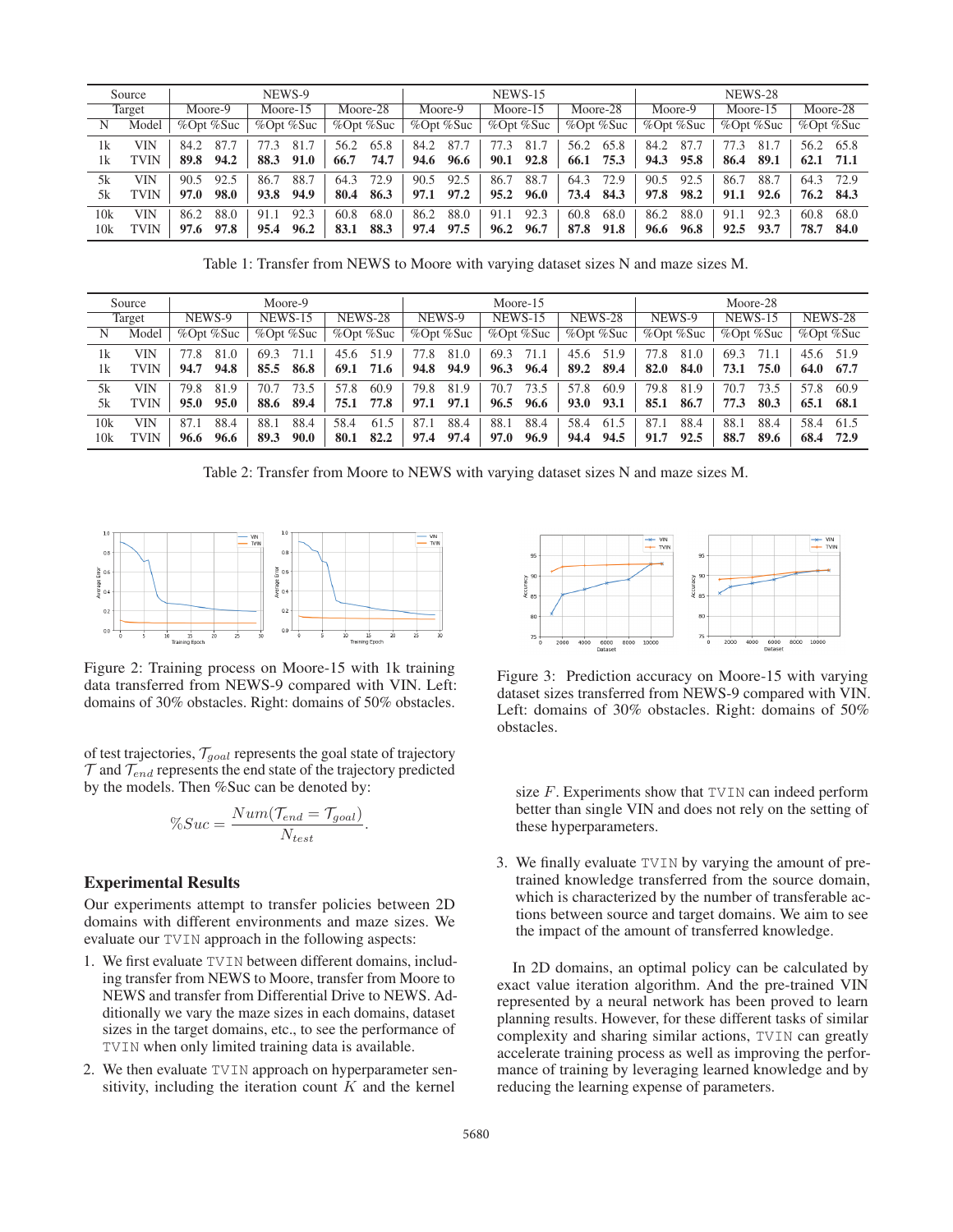| Source | | NEWS-9 | | | | | | NEWS-15 | | | | | | NEWS-28 | | | | | |
|---|---|---|---|---|---|---|---|---|---|---|---|---|---|---|---|---|---|---|---|
| Target | | Moore-9 | | Moore-15 | | Moore-28 | | Moore-9 | | Moore-15 | | Moore-28 | | Moore-9 | | Moore-15 | | Moore-28 | |
| N | Model | %Opt | %Suc | %Opt | %Suc | %Opt | %Suc | %Opt | %Suc | %Opt | %Suc | %Opt | %Suc | %Opt | %Suc | %Opt | %Suc | %Opt | %Suc |
| 1k | VIN | 84.2 | 87.7 | 77.3 | 81.7 | 56.2 | 65.8 | 84.2 | 87.7 | 77.3 | 81.7 | 56.2 | 65.8 | 84.2 | 87.7 | 77.3 | 81.7 | 56.2 | 65.8 |
| 1k | TVIN | **89.8** | **94.2** | **88.3** | **91.0** | **66.7** | **74.7** | **94.6** | **96.6** | **90.1** | **92.8** | **66.1** | **75.3** | **94.3** | **95.8** | **86.4** | **89.1** | **62.1** | **71.1** |
| 5k | VIN | 90.5 | 92.5 | 86.7 | 88.7 | 64.3 | 72.9 | 90.5 | 92.5 | 86.7 | 88.7 | 64.3 | 72.9 | 90.5 | 92.5 | 86.7 | 88.7 | 64.3 | 72.9 |
| 5k | TVIN | **97.0** | **98.0** | **93.8** | **94.9** | **80.4** | **86.3** | **97.1** | **97.2** | **95.2** | **96.0** | **73.4** | **84.3** | **97.8** | **98.2** | **91.1** | **92.6** | **76.2** | **84.3** |
| 10k | VIN | 86.2 | 88.0 | 91.1 | 92.3 | 60.8 | 68.0 | 86.2 | 88.0 | 91.1 | 92.3 | 60.8 | 68.0 | 86.2 | 88.0 | 91.1 | 92.3 | 60.8 | 68.0 |
| 10k | TVIN | **97.6** | **97.8** | **95.4** | **96.2** | **83.1** | **88.3** | **97.4** | **97.5** | **96.2** | **96.7** | **87.8** | **91.8** | **96.6** | **96.8** | **92.5** | **93.7** | **78.7** | **84.0** |

Table 1: Transfer from NEWS to Moore with varying dataset sizes N and maze sizes M.

| Source | | Moore-9 | | | | | | Moore-15 | | | | | | Moore-28 | | | | | |
|---|---|---|---|---|---|---|---|---|---|---|---|---|---|---|---|---|---|---|---|
| Target | | NEWS-9 | | NEWS-15 | | NEWS-28 | | NEWS-9 | | NEWS-15 | | NEWS-28 | | NEWS-9 | | NEWS-15 | | NEWS-28 | |
| N | Model | %Opt | %Suc | %Opt | %Suc | %Opt | %Suc | %Opt | %Suc | %Opt | %Suc | %Opt | %Suc | %Opt | %Suc | %Opt | %Suc | %Opt | %Suc |
| 1k | VIN | 77.8 | 81.0 | 69.3 | 71.1 | 45.6 | 51.9 | 77.8 | 81.0 | 69.3 | 71.1 | 45.6 | 51.9 | 77.8 | 81.0 | 69.3 | 71.1 | 45.6 | 51.9 |
| 1k | TVIN | **94.7** | **94.8** | **85.5** | **86.8** | **69.1** | **71.6** | **94.8** | **94.9** | **96.3** | **96.4** | **89.2** | **89.4** | **82.0** | **84.0** | **73.1** | **75.0** | **64.0** | **67.7** |
| 5k | VIN | 79.8 | 81.9 | 70.7 | 73.5 | 57.8 | 60.9 | 79.8 | 81.9 | 70.7 | 73.5 | 57.8 | 60.9 | 79.8 | 81.9 | 70.7 | 73.5 | 57.8 | 60.9 |
| 5k | TVIN | **95.0** | **95.0** | **88.6** | **89.4** | **75.1** | **77.8** | **97.1** | **97.1** | **96.5** | **96.6** | **93.0** | **93.1** | **85.1** | **86.7** | **77.3** | **80.3** | **65.1** | **68.1** |
| 10k | VIN | 87.1 | 88.4 | 88.1 | 88.4 | 58.4 | 61.5 | 87.1 | 88.4 | 88.1 | 88.4 | 58.4 | 61.5 | 87.1 | 88.4 | 88.1 | 88.4 | 58.4 | 61.5 |
| 10k | TVIN | **96.6** | **96.6** | **89.3** | **90.0** | **80.1** | **82.2** | **97.4** | **97.4** | **97.0** | **96.9** | **94.4** | **94.5** | **91.7** | **92.5** | **88.7** | **89.6** | **68.4** | **72.9** |

Table 2: Transfer from Moore to NEWS with varying dataset sizes N and maze sizes M.

Figure 2: Training process on Moore-15 with 1k training data transferred from NEWS-9 compared with VIN. Left: domains of 30% obstacles. Right: domains of 50% obstacles.

Figure 3: Prediction accuracy on Moore-15 with varying dataset sizes transferred from NEWS-9 compared with VIN. Left: domains of 30% obstacles. Right: domains of 50% obstacles.

of test trajectories, $\mathcal{T}_{goal}$ represents the goal state of trajectory $\mathcal{T}$ and $\mathcal{T}_{end}$ represents the end state of the trajectory predicted by the models. Then %Suc can be denoted by:

$$\%Suc = \frac{Num(\mathcal{T}_{end} = \mathcal{T}_{goal})}{N_{test}}.$$

## Experimental Results

Our experiments attempt to transfer policies between 2D domains with different environments and maze sizes. We evaluate our TVIN approach in the following aspects:

1. We first evaluate TVIN between different domains, including transfer from NEWS to Moore, transfer from Moore to NEWS and transfer from Differential Drive to NEWS. Additionally we vary the maze sizes in each domains, dataset sizes in the target domains, etc., to see the performance of TVIN when only limited training data is available.
2. We then evaluate TVIN approach on hyperparameter sensitivity, including the iteration count $K$ and the kernel size $F$. Experiments show that TVIN can indeed perform better than single VIN and does not rely on the setting of these hyperparameters.
3. We finally evaluate TVIN by varying the amount of pretrained knowledge transferred from the source domain, which is characterized by the number of transferable actions between source and target domains. We aim to see the impact of the amount of transferred knowledge.

In 2D domains, an optimal policy can be calculated by exact value iteration algorithm. And the pre-trained VIN represented by a neural network has been proved to learn planning results. However, for these different tasks of similar complexity and sharing similar actions, TVIN can greatly accelerate training process as well as improving the performance of training by leveraging learned knowledge and by reducing the learning expense of parameters.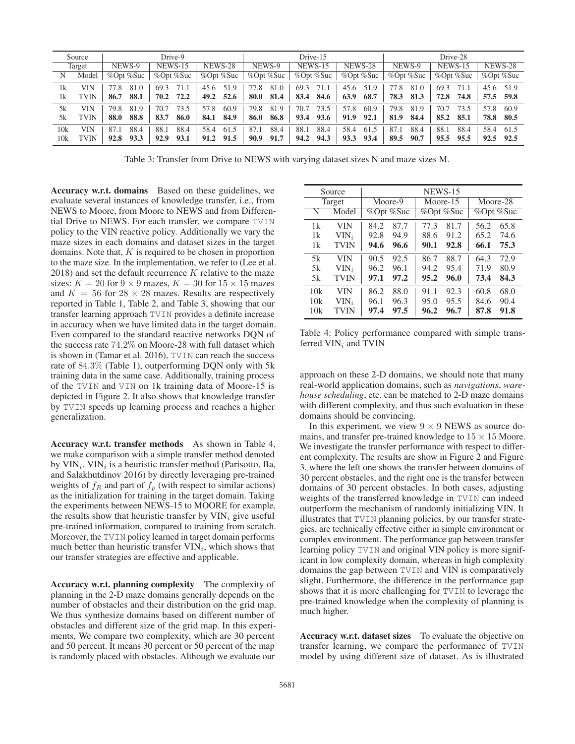| Source | | Drive-9 | | | | | | Drive-15 | | | | | | Drive-28 | | | | | |
|---|---|---|---|---|---|---|---|---|---|---|---|---|---|---|---|---|---|---|---|
| Target | | NEWS-9 | | NEWS-15 | | NEWS-28 | | NEWS-9 | | NEWS-15 | | NEWS-28 | | NEWS-9 | | NEWS-15 | | NEWS-28 | |
| N | Model | %Opt | %Suc | %Opt | %Suc | %Opt | %Suc | %Opt | %Suc | %Opt | %Suc | %Opt | %Suc | %Opt | %Suc | %Opt | %Suc | %Opt | %Suc |
| 1k | VIN | 77.8 | 81.0 | 69.3 | 71.1 | 45.6 | 51.9 | 77.8 | 81.0 | 69.3 | 71.1 | 45.6 | 51.9 | 77.8 | 81.0 | 69.3 | 71.1 | 45.6 | 51.9 |
| 1k | TVIN | **86.7** | **88.1** | **70.2** | **72.2** | **49.2** | **52.6** | **80.0** | **81.4** | **83.4** | **84.6** | **63.9** | **68.7** | **78.3** | **81.3** | **72.8** | **74.8** | **57.5** | **59.8** |
| 5k | VIN | 79.8 | 81.9 | 70.7 | 73.5 | 57.8 | 60.9 | 79.8 | 81.9 | 70.7 | 73.5 | 57.8 | 60.9 | 79.8 | 81.9 | 70.7 | 73.5 | 57.8 | 60.9 |
| 5k | TVIN | **88.0** | **88.8** | **83.7** | **86.0** | **84.1** | **84.9** | **86.0** | **86.8** | **93.4** | **93.6** | **91.9** | **92.1** | **81.9** | **84.4** | **85.2** | **85.1** | **78.8** | **80.5** |
| 10k | VIN | 87.1 | 88.4 | 88.1 | 88.4 | 58.4 | 61.5 | 87.1 | 88.4 | 88.1 | 88.4 | 58.4 | 61.5 | 87.1 | 88.4 | 88.1 | 88.4 | 58.4 | 61.5 |
| 10k | TVIN | **92.8** | **93.3** | **92.9** | **93.1** | **91.2** | **91.5** | **90.9** | **91.7** | **94.2** | **94.3** | **93.3** | **93.4** | **89.5** | **90.7** | **95.5** | **95.5** | **92.5** | **92.5** |

Table 3: Transfer from Drive to NEWS with varying dataset sizes N and maze sizes M.

**Accuracy w.r.t. domains** Based on these guidelines, we evaluate several instances of knowledge transfer, i.e., from NEWS to Moore, from Moore to NEWS and from Differential Drive to NEWS. For each transfer, we compare TVIN policy to the VIN reactive policy. Additionally we vary the maze sizes in each domains and dataset sizes in the target domains. Note that, $K$ is required to be chosen in proportion to the maze size. In the implementation, we refer to (Lee et al. 2018) and set the default recurrence $K$ relative to the maze sizes: $K = 20$ for $9 \times 9$ mazes, $K = 30$ for $15 \times 15$ mazes and $K = 56$ for $28 \times 28$ mazes. Results are respectively reported in Table 1, Table 2, and Table 3, showing that our transfer learning approach TVIN provides a definite increase in accuracy when we have limited data in the target domain. Even compared to the standard reactive networks DQN of the success rate 74.2% on Moore-28 with full dataset which is shown in (Tamar et al. 2016), TVIN can reach the success rate of 84.3% (Table 1), outperforming DQN only with 5k training data in the same case. Additionally, training process of the TVIN and VIN on 1k training data of Moore-15 is depicted in Figure 2. It also shows that knowledge transfer by TVIN speeds up learning process and reaches a higher generalization.

**Accuracy w.r.t. transfer methods** As shown in Table 4, we make comparison with a simple transfer method denoted by $\text{VIN}_i$. $\text{VIN}_i$ is a heuristic transfer method (Parisotto, Ba, and Salakhutdinov 2016) by directly leveraging pre-trained weights of $f_R$ and part of $f_p$ (with respect to similar actions) as the initialization for training in the target domain. Taking the experiments between NEWS-15 to MOORE for example, the results show that heuristic transfer by $\text{VIN}_i$ give useful pre-trained information, compared to training from scratch. Moreover, the TVIN policy learned in target domain performs much better than heuristic transfer $\text{VIN}_i$, which shows that our transfer strategies are effective and applicable.

**Accuracy w.r.t. planning complexity** The complexity of planning in the 2-D maze domains generally depends on the number of obstacles and their distribution on the grid map. We thus synthesize domains based on different number of obstacles and different size of the grid map. In this experiments, We compare two complexity, which are 30 percent and 50 percent. It means 30 percent or 50 percent of the map is randomly placed with obstacles. Although we evaluate our

| Source | | NEWS-15 | | | | | |
|---|---|---|---|---|---|---|---|
| Target | | Moore-9 | | Moore-15 | | Moore-28 | |
| N | Model | %Opt | %Suc | %Opt | %Suc | %Opt | %Suc |
| 1k | VIN | 84.2 | 87.7 | 77.3 | 81.7 | 56.2 | 65.8 |
| 1k | $\text{VIN}_i$ | 92.8 | 94.9 | 88.6 | 91.2 | 65.2 | 74.6 |
| 1k | TVIN | **94.6** | **96.6** | **90.1** | **92.8** | **66.1** | **75.3** |
| 5k | VIN | 90.5 | 92.5 | 86.7 | 88.7 | 64.3 | 72.9 |
| 5k | $\text{VIN}_i$ | 96.2 | 96.1 | 94.2 | 95.4 | 71.9 | 80.9 |
| 5k | TVIN | **97.1** | **97.2** | **95.2** | **96.0** | **73.4** | **84.3** |
| 10k | VIN | 86.2 | 88.0 | 91.1 | 92.3 | 60.8 | 68.0 |
| 10k | $\text{VIN}_i$ | 96.1 | 96.3 | 95.0 | 95.5 | 84.6 | 90.4 |
| 10k | TVIN | **97.4** | **97.5** | **96.2** | **96.7** | **87.8** | **91.8** |

Table 4: Policy performance compared with simple transferred $\text{VIN}_i$ and TVIN

approach on these 2-D domains, we should note that many real-world application domains, such as *navigations*, *warehouse scheduling*, etc. can be matched to 2-D maze domains with different complexity, and thus such evaluation in these domains should be convincing.

In this experiment, we view $9 \times 9$ NEWS as source domains, and transfer pre-trained knowledge to $15 \times 15$ Moore. We investigate the transfer performance with respect to different complexity. The results are show in Figure 2 and Figure 3, where the left one shows the transfer between domains of 30 percent obstacles, and the right one is the transfer between domains of 30 percent obstacles. In both cases, adjusting weights of the transferred knowledge in TVIN can indeed outperform the mechanism of randomly initializing VIN. It illustrates that TVIN planning policies, by our transfer strategies, are technically effective either in simple environment or complex environment. The performance gap between transfer learning policy TVIN and original VIN policy is more significant in low complexity domain, whereas in high complexity domains the gap between TVIN and VIN is comparatively slight. Furthermore, the difference in the performance gap shows that it is more challenging for TVIN to leverage the pre-trained knowledge when the complexity of planning is much higher.

**Accuracy w.r.t. dataset sizes** To evaluate the objective on transfer learning, we compare the performance of TVIN model by using different size of dataset. As is illustrated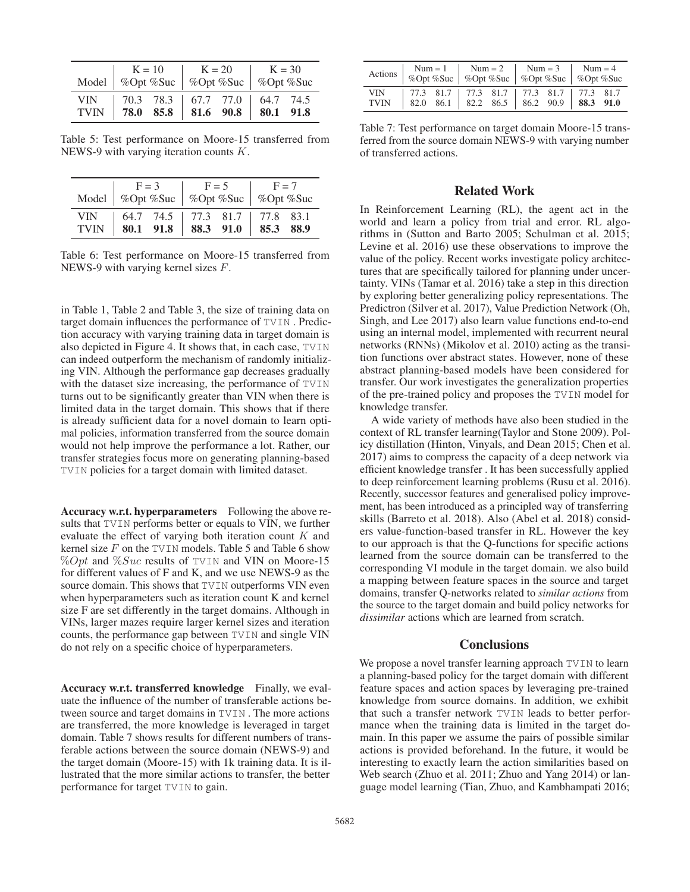| Model | K = 10 | | K = 20 | | K = 30 | |
|---|---|---|---|---|---|---|
| | %Opt | %Suc | %Opt | %Suc | %Opt | %Suc |
| VIN | 70.3 | 78.3 | 67.7 | 77.0 | 64.7 | 74.5 |
| TVIN | **78.0** | **85.8** | **81.6** | **90.8** | **80.1** | **91.8** |

Table 5: Test performance on Moore-15 transferred from NEWS-9 with varying iteration counts $K$.

| Model | F = 3 | | F = 5 | | F = 7 | |
|---|---|---|---|---|---|---|
| | %Opt | %Suc | %Opt | %Suc | %Opt | %Suc |
| VIN | 64.7 | 74.5 | 77.3 | 81.7 | 77.8 | 83.1 |
| TVIN | **80.1** | **91.8** | **88.3** | **91.0** | **85.3** | **88.9** |

Table 6: Test performance on Moore-15 transferred from NEWS-9 with varying kernel sizes $F$.

in Table 1, Table 2 and Table 3, the size of training data on target domain influences the performance of TVIN . Prediction accuracy with varying training data in target domain is also depicted in Figure 4. It shows that, in each case, TVIN can indeed outperform the mechanism of randomly initializing VIN. Although the performance gap decreases gradually with the dataset size increasing, the performance of TVIN turns out to be significantly greater than VIN when there is limited data in the target domain. This shows that if there is already sufficient data for a novel domain to learn optimal policies, information transferred from the source domain would not help improve the performance a lot. Rather, our transfer strategies focus more on generating planning-based TVIN policies for a target domain with limited dataset.

**Accuracy w.r.t. hyperparameters** Following the above results that TVIN performs better or equals to VIN, we further evaluate the effect of varying both iteration count $K$ and kernel size $F$ on the TVIN models. Table 5 and Table 6 show $\%Opt$ and $\%Suc$ results of TVIN and VIN on Moore-15 for different values of F and K, and we use NEWS-9 as the source domain. This shows that TVIN outperforms VIN even when hyperparameters such as iteration count K and kernel size F are set differently in the target domains. Although in VINs, larger mazes require larger kernel sizes and iteration counts, the performance gap between TVIN and single VIN do not rely on a specific choice of hyperparameters.

**Accuracy w.r.t. transferred knowledge** Finally, we evaluate the influence of the number of transferable actions between source and target domains in TVIN . The more actions are transferred, the more knowledge is leveraged in target domain. Table 7 shows results for different numbers of transferable actions between the source domain (NEWS-9) and the target domain (Moore-15) with 1k training data. It is illustrated that the more similar actions to transfer, the better performance for target TVIN to gain.

| Actions | Num = 1 | | Num = 2 | | Num = 3 | | Num = 4 | |
|---|---|---|---|---|---|---|---|---|
| | %Opt | %Suc | %Opt | %Suc | %Opt | %Suc | %Opt | %Suc |
| VIN | 77.3 | 81.7 | 77.3 | 81.7 | 77.3 | 81.7 | 77.3 | 81.7 |
| TVIN | 82.0 | 86.1 | 82.2 | 86.5 | 86.2 | 90.9 | **88.3** | **91.0** |

Table 7: Test performance on target domain Moore-15 transferred from the source domain NEWS-9 with varying number of transferred actions.

## Related Work

In Reinforcement Learning (RL), the agent act in the world and learn a policy from trial and error. RL algorithms in (Sutton and Barto 2005; Schulman et al. 2015; Levine et al. 2016) use these observations to improve the value of the policy. Recent works investigate policy architectures that are specifically tailored for planning under uncertainty. VINs (Tamar et al. 2016) take a step in this direction by exploring better generalizing policy representations. The Predictron (Silver et al. 2017), Value Prediction Network (Oh, Singh, and Lee 2017) also learn value functions end-to-end using an internal model, implemented with recurrent neural networks (RNNs) (Mikolov et al. 2010) acting as the transition functions over abstract states. However, none of these abstract planning-based models have been considered for transfer. Our work investigates the generalization properties of the pre-trained policy and proposes the TVIN model for knowledge transfer.

A wide variety of methods have also been studied in the context of RL transfer learning(Taylor and Stone 2009). Policy distillation (Hinton, Vinyals, and Dean 2015; Chen et al. 2017) aims to compress the capacity of a deep network via efficient knowledge transfer . It has been successfully applied to deep reinforcement learning problems (Rusu et al. 2016). Recently, successor features and generalised policy improvement, has been introduced as a principled way of transferring skills (Barreto et al. 2018). Also (Abel et al. 2018) considers value-function-based transfer in RL. However the key to our approach is that the Q-functions for specific actions learned from the source domain can be transferred to the corresponding VI module in the target domain. we also build a mapping between feature spaces in the source and target domains, transfer Q-networks related to *similar actions* from the source to the target domain and build policy networks for *dissimilar* actions which are learned from scratch.

## Conclusions

We propose a novel transfer learning approach TVIN to learn a planning-based policy for the target domain with different feature spaces and action spaces by leveraging pre-trained knowledge from source domains. In addition, we exhibit that such a transfer network TVIN leads to better performance when the training data is limited in the target domain. In this paper we assume the pairs of possible similar actions is provided beforehand. In the future, it would be interesting to exactly learn the action similarities based on Web search (Zhuo et al. 2011; Zhuo and Yang 2014) or language model learning (Tian, Zhuo, and Kambhampati 2016;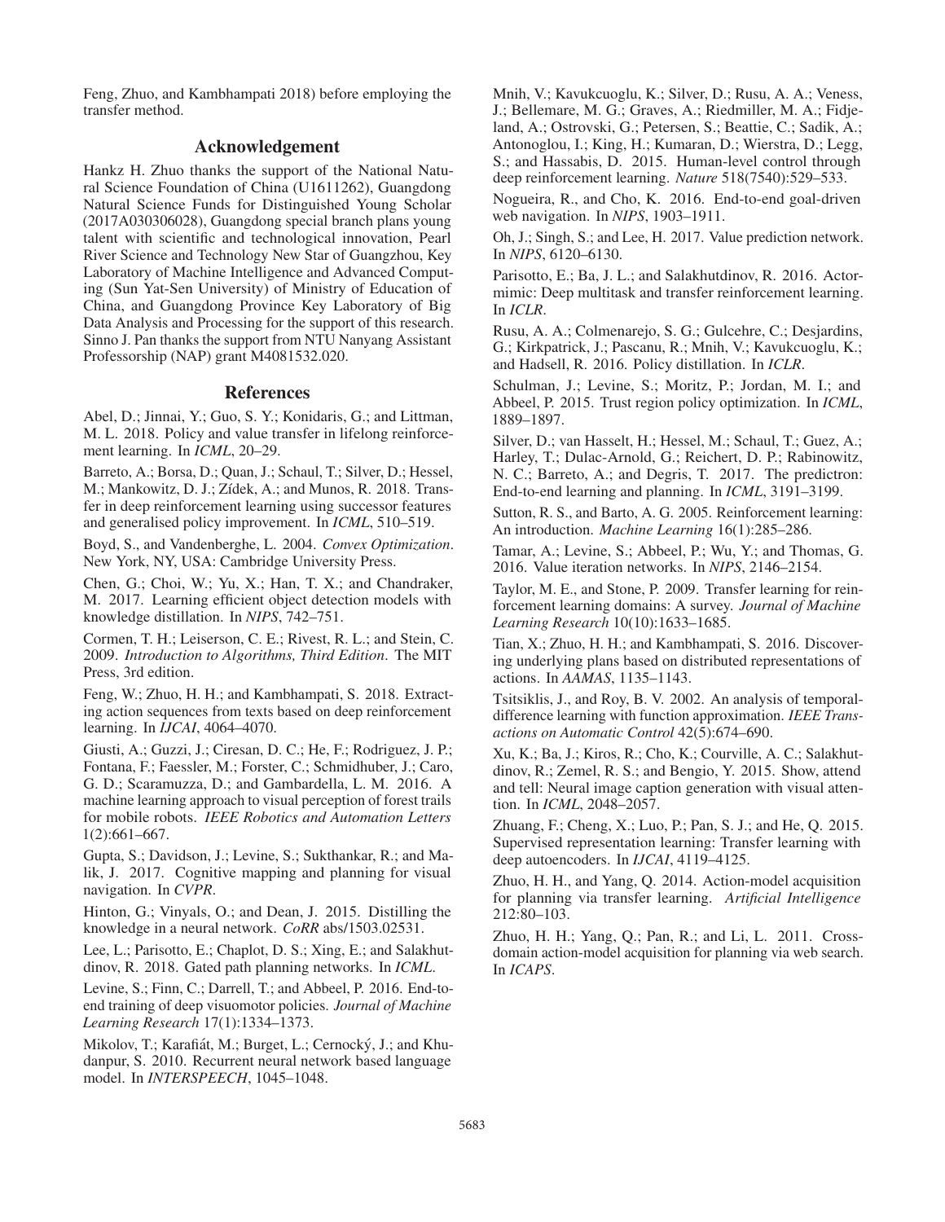Feng, Zhuo, and Kambhampati 2018) before employing the transfer method.

## Acknowledgement

Hankz H. Zhuo thanks the support of the National Natural Science Foundation of China (U1611262), Guangdong Natural Science Funds for Distinguished Young Scholar (2017A030306028), Guangdong special branch plans young talent with scientific and technological innovation, Pearl River Science and Technology New Star of Guangzhou, Key Laboratory of Machine Intelligence and Advanced Computing (Sun Yat-Sen University) of Ministry of Education of China, and Guangdong Province Key Laboratory of Big Data Analysis and Processing for the support of this research. Sinno J. Pan thanks the support from NTU Nanyang Assistant Professorship (NAP) grant M4081532.020.

## References

Abel, D.; Jinnai, Y.; Guo, S. Y.; Konidaris, G.; and Littman, M. L. 2018. Policy and value transfer in lifelong reinforcement learning. In *ICML*, 20–29.

Barreto, A.; Borsa, D.; Quan, J.; Schaul, T.; Silver, D.; Hessel, M.; Mankowitz, D. J.; Zídek, A.; and Munos, R. 2018. Transfer in deep reinforcement learning using successor features and generalised policy improvement. In *ICML*, 510–519.

Boyd, S., and Vandenberghe, L. 2004. *Convex Optimization*. New York, NY, USA: Cambridge University Press.

Chen, G.; Choi, W.; Yu, X.; Han, T. X.; and Chandraker, M. 2017. Learning efficient object detection models with knowledge distillation. In *NIPS*, 742–751.

Cormen, T. H.; Leiserson, C. E.; Rivest, R. L.; and Stein, C. 2009. *Introduction to Algorithms, Third Edition*. The MIT Press, 3rd edition.

Feng, W.; Zhuo, H. H.; and Kambhampati, S. 2018. Extracting action sequences from texts based on deep reinforcement learning. In *IJCAI*, 4064–4070.

Giusti, A.; Guzzi, J.; Ciresan, D. C.; He, F.; Rodriguez, J. P.; Fontana, F.; Faessler, M.; Forster, C.; Schmidhuber, J.; Caro, G. D.; Scaramuzza, D.; and Gambardella, L. M. 2016. A machine learning approach to visual perception of forest trails for mobile robots. *IEEE Robotics and Automation Letters* 1(2):661–667.

Gupta, S.; Davidson, J.; Levine, S.; Sukthankar, R.; and Malik, J. 2017. Cognitive mapping and planning for visual navigation. In *CVPR*.

Hinton, G.; Vinyals, O.; and Dean, J. 2015. Distilling the knowledge in a neural network. *CoRR* abs/1503.02531.

Lee, L.; Parisotto, E.; Chaplot, D. S.; Xing, E.; and Salakhutdinov, R. 2018. Gated path planning networks. In *ICML*.

Levine, S.; Finn, C.; Darrell, T.; and Abbeel, P. 2016. End-to-end training of deep visuomotor policies. *Journal of Machine Learning Research* 17(1):1334–1373.

Mikolov, T.; Karafiát, M.; Burget, L.; Cernocký, J.; and Khudanpur, S. 2010. Recurrent neural network based language model. In *INTERSPEECH*, 1045–1048.

Mnih, V.; Kavukcuoglu, K.; Silver, D.; Rusu, A. A.; Veness, J.; Bellemare, M. G.; Graves, A.; Riedmiller, M. A.; Fidjeland, A.; Ostrovski, G.; Petersen, S.; Beattie, C.; Sadik, A.; Antonoglou, I.; King, H.; Kumaran, D.; Wierstra, D.; Legg, S.; and Hassabis, D. 2015. Human-level control through deep reinforcement learning. *Nature* 518(7540):529–533.

Nogueira, R., and Cho, K. 2016. End-to-end goal-driven web navigation. In *NIPS*, 1903–1911.

Oh, J.; Singh, S.; and Lee, H. 2017. Value prediction network. In *NIPS*, 6120–6130.

Parisotto, E.; Ba, J. L.; and Salakhutdinov, R. 2016. Actor-mimic: Deep multitask and transfer reinforcement learning. In *ICLR*.

Rusu, A. A.; Colmenarejo, S. G.; Gulcehre, C.; Desjardins, G.; Kirkpatrick, J.; Pascanu, R.; Mnih, V.; Kavukcuoglu, K.; and Hadsell, R. 2016. Policy distillation. In *ICLR*.

Schulman, J.; Levine, S.; Moritz, P.; Jordan, M. I.; and Abbeel, P. 2015. Trust region policy optimization. In *ICML*, 1889–1897.

Silver, D.; van Hasselt, H.; Hessel, M.; Schaul, T.; Guez, A.; Harley, T.; Dulac-Arnold, G.; Reichert, D. P.; Rabinowitz, N. C.; Barreto, A.; and Degris, T. 2017. The predictron: End-to-end learning and planning. In *ICML*, 3191–3199.

Sutton, R. S., and Barto, A. G. 2005. Reinforcement learning: An introduction. *Machine Learning* 16(1):285–286.

Tamar, A.; Levine, S.; Abbeel, P.; Wu, Y.; and Thomas, G. 2016. Value iteration networks. In *NIPS*, 2146–2154.

Taylor, M. E., and Stone, P. 2009. Transfer learning for reinforcement learning domains: A survey. *Journal of Machine Learning Research* 10(10):1633–1685.

Tian, X.; Zhuo, H. H.; and Kambhampati, S. 2016. Discovering underlying plans based on distributed representations of actions. In *AAMAS*, 1135–1143.

Tsitsiklis, J., and Roy, B. V. 2002. An analysis of temporal-difference learning with function approximation. *IEEE Transactions on Automatic Control* 42(5):674–690.

Xu, K.; Ba, J.; Kiros, R.; Cho, K.; Courville, A. C.; Salakhutdinov, R.; Zemel, R. S.; and Bengio, Y. 2015. Show, attend and tell: Neural image caption generation with visual attention. In *ICML*, 2048–2057.

Zhuang, F.; Cheng, X.; Luo, P.; Pan, S. J.; and He, Q. 2015. Supervised representation learning: Transfer learning with deep autoencoders. In *IJCAI*, 4119–4125.

Zhuo, H. H., and Yang, Q. 2014. Action-model acquisition for planning via transfer learning. *Artificial Intelligence* 212:80–103.

Zhuo, H. H.; Yang, Q.; Pan, R.; and Li, L. 2011. Cross-domain action-model acquisition for planning via web search. In *ICAPS*.